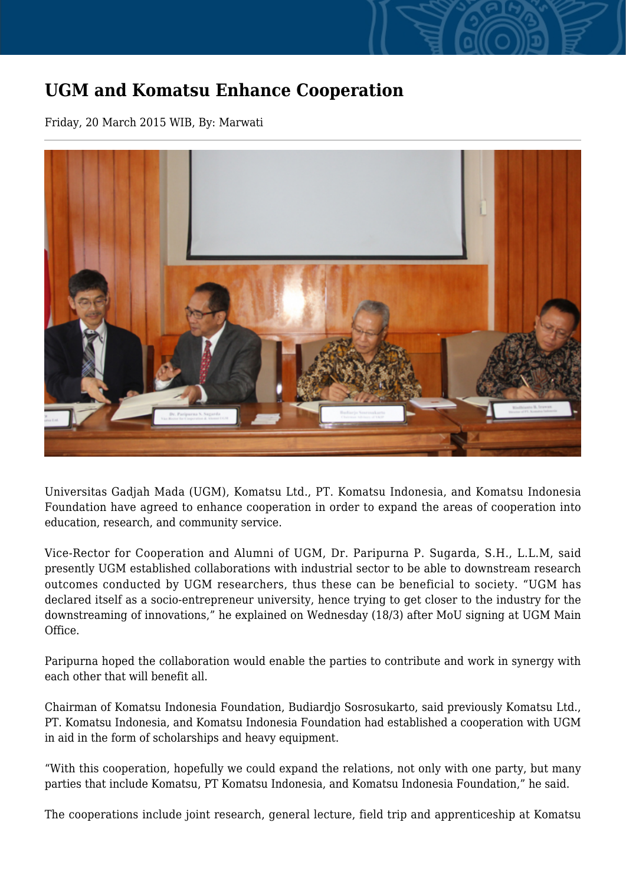# UGM and Komatsu Enhance Cooperation

Friday, 20 March 2015 WIB, By: Marwati

Universitas Gadjah Mada (UGM), Komatsu Ltd., PT. Komatsu Indonesia, and Komatsu Indonesia Foundation have agreed to enhance cooperation in order to expand the areas of cooperation into education, research, and community service.

Vice-Rector for Cooperation and Alumni of UGM, Dr. Paripurna P. Sugarda, S.H., L.L.M, said presently UGM established collaborations with industrial sector to be able to downstream research outcomes conducted by UGM researchers, thus these can be beneficial to society. "UGM has declared itself as a socio-entrepreneur university, hence trying to get closer to the industry for the downstreaming of innovations," he explained on Wednesday (18/3) after MoU signing at UGM Main Office.

Paripurna hoped the collaboration would enable the parties to contribute and work in synergy with each other that will benefit all.

Chairman of Komatsu Indonesia Foundation, Budiardjo Sosrosukarto, said previously Komatsu Ltd., PT. Komatsu Indonesia, and Komatsu Indonesia Foundation had established a cooperation with UGM in aid in the form of scholarships and heavy equipment.

"With this cooperation, hopefully we could expand the relations, not only with one party, but many parties that include Komatsu, PT Komatsu Indonesia, and Komatsu Indonesia Foundation," he said.

The cooperations include joint research, general lecture, field trip and apprenticeship at Komatsu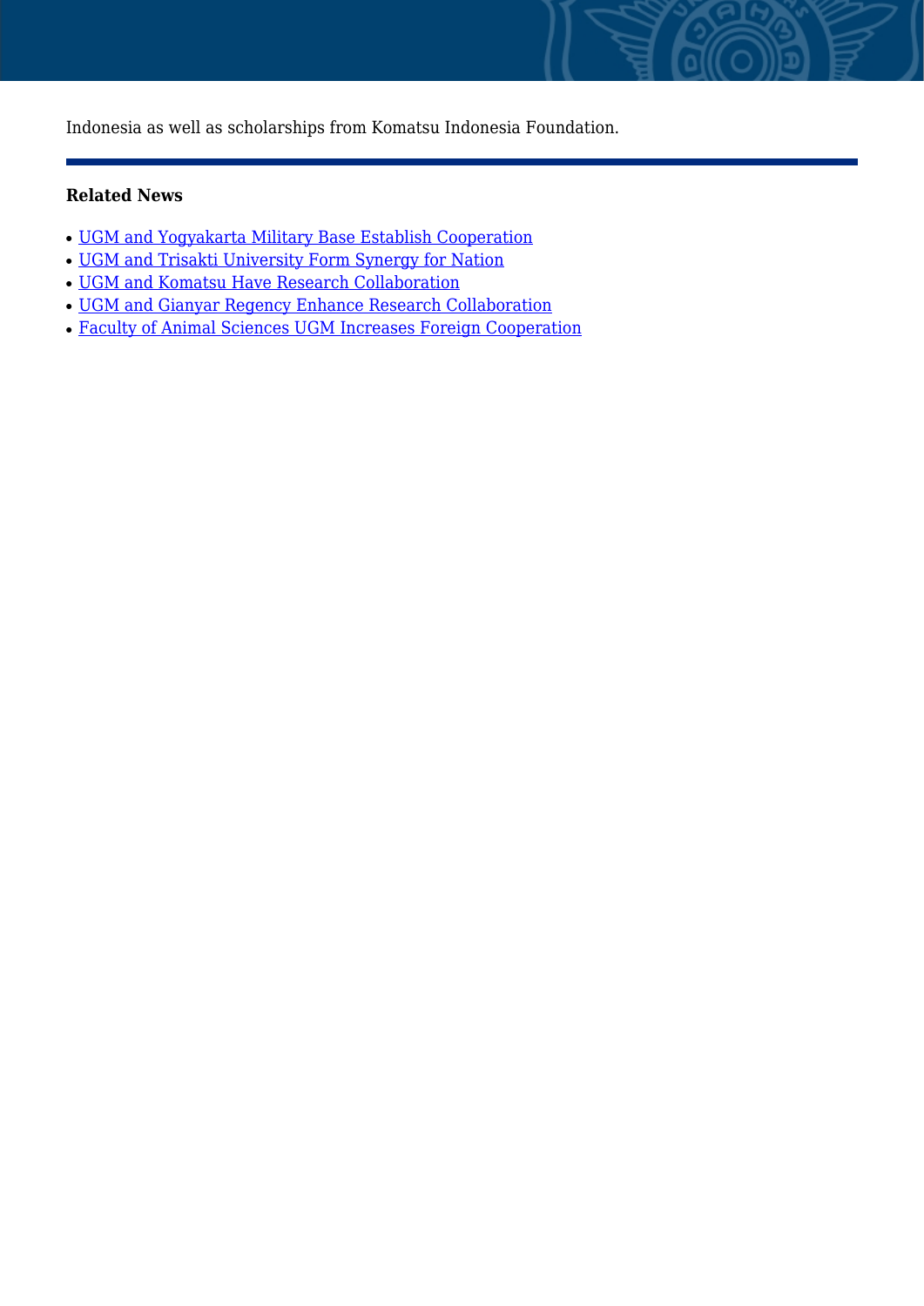Indonesia as well as scholarships from Komatsu Indonesia Foundation.

---

**Related News**

- UGM and Yogyakarta Military Base Establish Cooperation
- UGM and Trisakti University Form Synergy for Nation
- UGM and Komatsu Have Research Collaboration
- UGM and Gianyar Regency Enhance Research Collaboration
- Faculty of Animal Sciences UGM Increases Foreign Cooperation